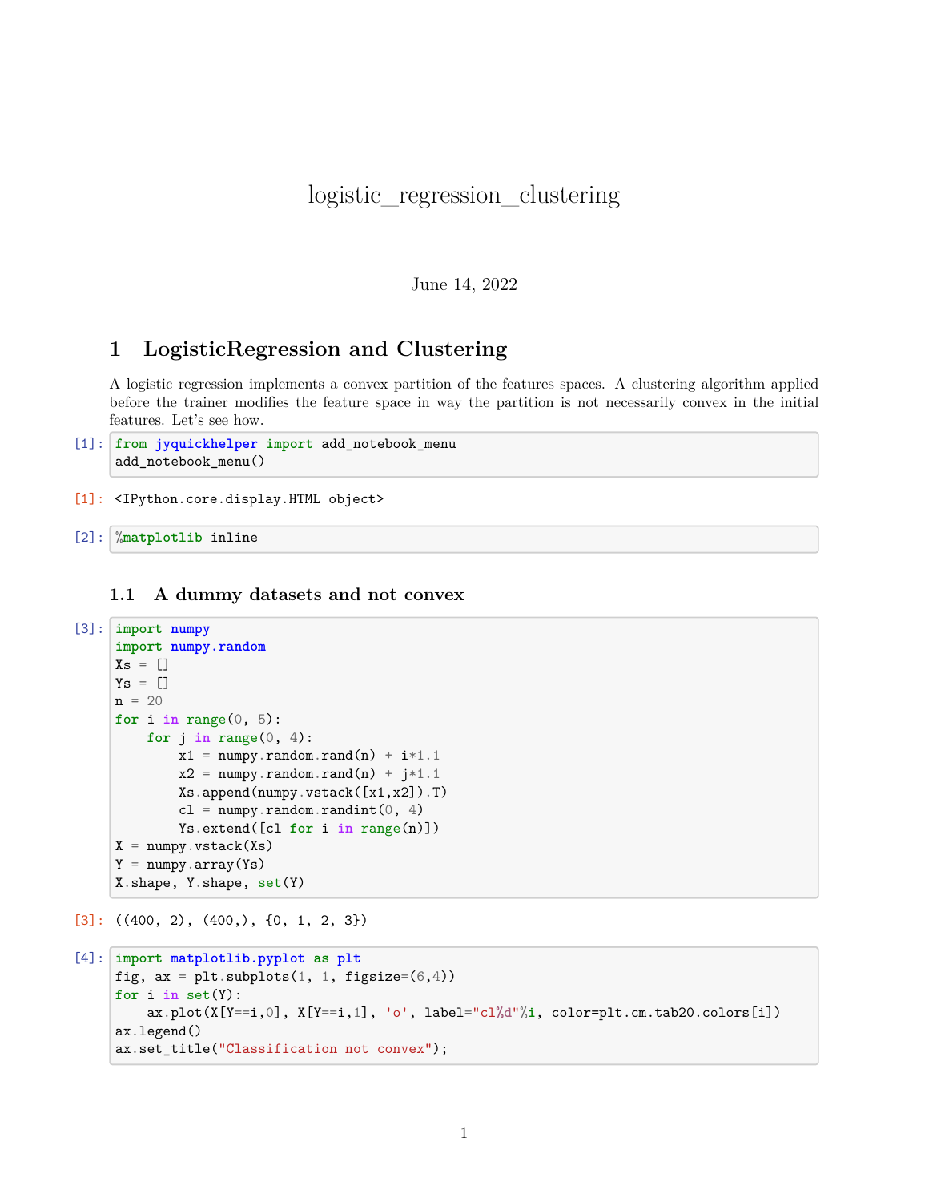# logistic_regression_clustering

June 14, 2022

## 1 LogisticRegression and Clustering

A logistic regression implements a convex partition of the features spaces. A clustering algorithm applied before the trainer modifies the feature space in way the partition is not necessarily convex in the initial features. Let's see how.

[1]:
```
from jyquickhelper import add_notebook_menu
add_notebook_menu()
```

[1]: 
```
<IPython.core.display.HTML object>
```

[2]:
```
%matplotlib inline
```

### 1.1 A dummy datasets and not convex

[3]:
```
import numpy
import numpy.random
Xs = []
Ys = []
n = 20
for i in range(0, 5):
    for j in range(0, 4):
        x1 = numpy.random.rand(n) + i*1.1
        x2 = numpy.random.rand(n) + j*1.1
        Xs.append(numpy.vstack([x1,x2]).T)
        cl = numpy.random.randint(0, 4)
        Ys.extend([cl for i in range(n)])
X = numpy.vstack(Xs)
Y = numpy.array(Ys)
X.shape, Y.shape, set(Y)
```

[3]:
```
((400, 2), (400,), {0, 1, 2, 3})
```

[4]:
```
import matplotlib.pyplot as plt
fig, ax = plt.subplots(1, 1, figsize=(6,4))
for i in set(Y):
    ax.plot(X[Y==i,0], X[Y==i,1], 'o', label="cl%d"%i, color=plt.cm.tab20.colors[i])
ax.legend()
ax.set_title("Classification not convex");
```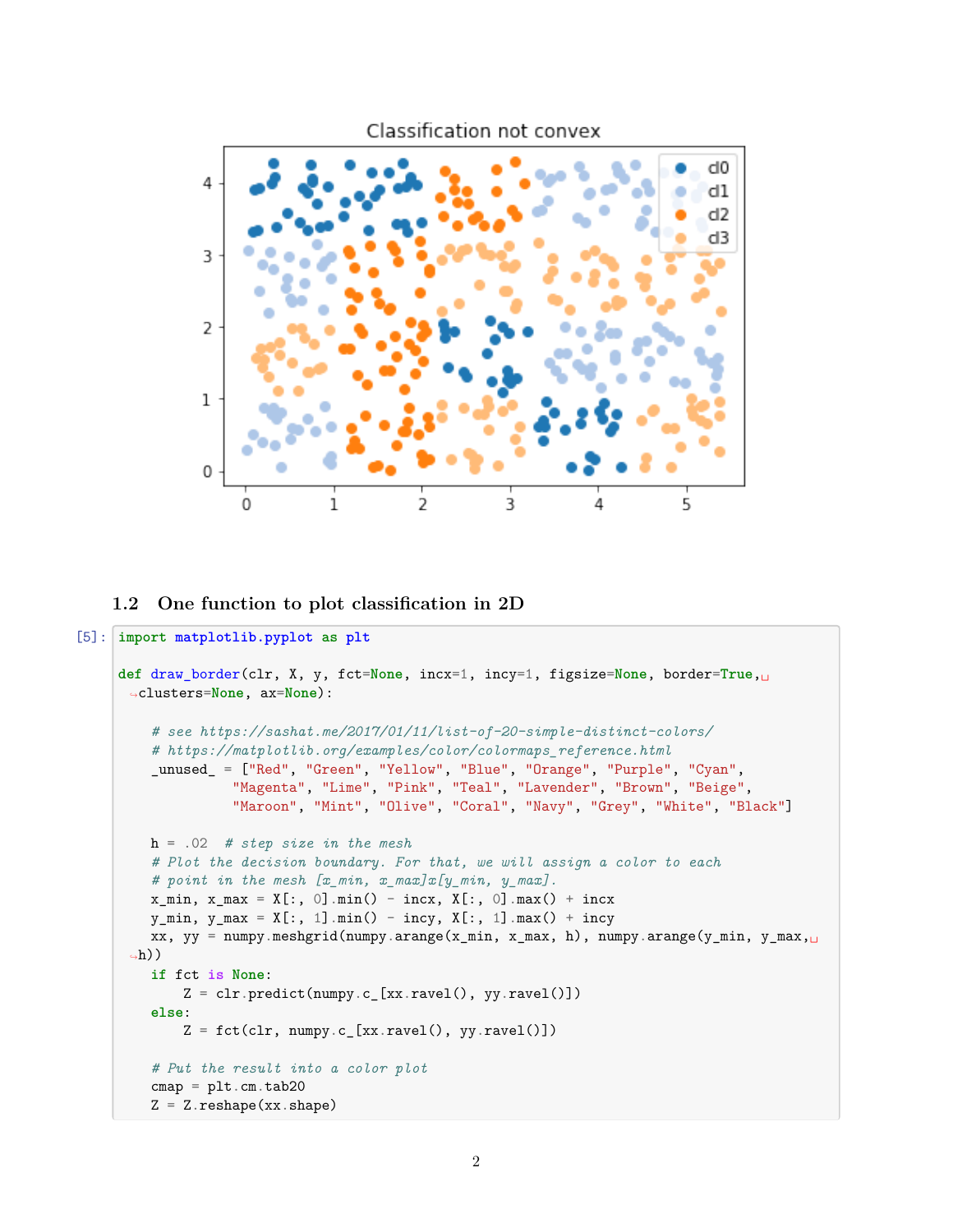## 1.2 One function to plot classification in 2D

```
[5]: import matplotlib.pyplot as plt

def draw_border(clr, X, y, fct=None, incx=1, incy=1, figsize=None, border=True,
    clusters=None, ax=None):

    # see https://sashat.me/2017/01/11/list-of-20-simple-distinct-colors/
    # https://matplotlib.org/examples/color/colormaps_reference.html
    _unused_ = ["Red", "Green", "Yellow", "Blue", "Orange", "Purple", "Cyan",
              "Magenta", "Lime", "Pink", "Teal", "Lavender", "Brown", "Beige",
              "Maroon", "Mint", "Olive", "Coral", "Navy", "Grey", "White", "Black"]

    h = .02  # step size in the mesh
    # Plot the decision boundary. For that, we will assign a color to each
    # point in the mesh [x_min, x_max]x[y_min, y_max].
    x_min, x_max = X[:, 0].min() - incx, X[:, 0].max() + incx
    y_min, y_max = X[:, 1].min() - incy, X[:, 1].max() + incy
    xx, yy = numpy.meshgrid(numpy.arange(x_min, x_max, h), numpy.arange(y_min, y_max,
    h))
    if fct is None:
        Z = clr.predict(numpy.c_[xx.ravel(), yy.ravel()])
    else:
        Z = fct(clr, numpy.c_[xx.ravel(), yy.ravel()])

    # Put the result into a color plot
    cmap = plt.cm.tab20
    Z = Z.reshape(xx.shape)
```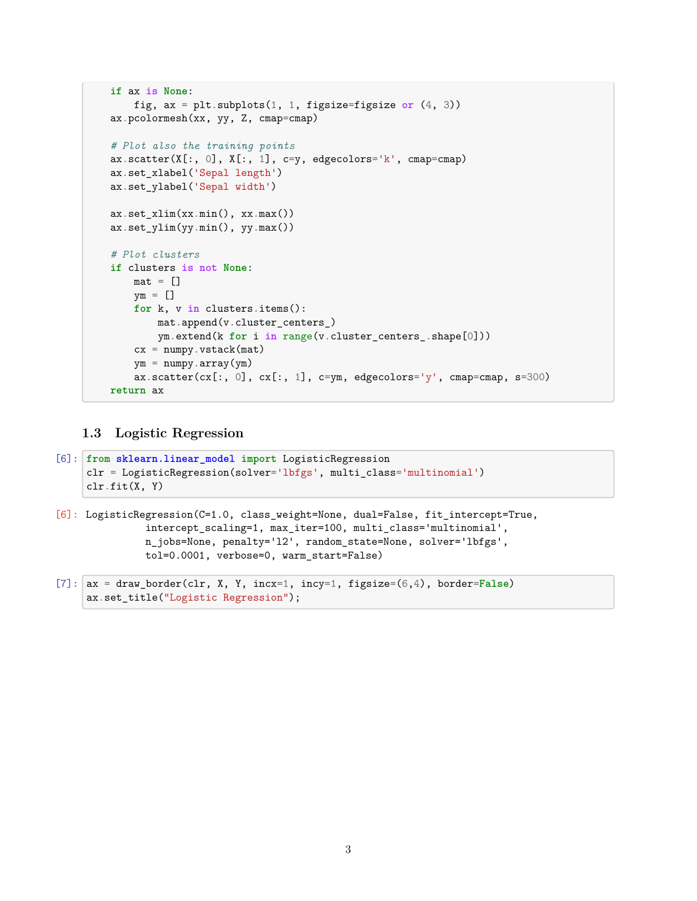```python
    if ax is None:
        fig, ax = plt.subplots(1, 1, figsize=figsize or (4, 3))
    ax.pcolormesh(xx, yy, Z, cmap=cmap)

    # Plot also the training points
    ax.scatter(X[:, 0], X[:, 1], c=y, edgecolors='k', cmap=cmap)
    ax.set_xlabel('Sepal length')
    ax.set_ylabel('Sepal width')

    ax.set_xlim(xx.min(), xx.max())
    ax.set_ylim(yy.min(), yy.max())

    # Plot clusters
    if clusters is not None:
        mat = []
        ym = []
        for k, v in clusters.items():
            mat.append(v.cluster_centers_)
            ym.extend(k for i in range(v.cluster_centers_.shape[0]))
        cx = numpy.vstack(mat)
        ym = numpy.array(ym)
        ax.scatter(cx[:, 0], cx[:, 1], c=ym, edgecolors='y', cmap=cmap, s=300)
    return ax
```

## 1.3 Logistic Regression

[6]:
```python
from sklearn.linear_model import LogisticRegression
clr = LogisticRegression(solver='lbfgs', multi_class='multinomial')
clr.fit(X, Y)
```

[6]:
```
LogisticRegression(C=1.0, class_weight=None, dual=False, fit_intercept=True,
          intercept_scaling=1, max_iter=100, multi_class='multinomial',
          n_jobs=None, penalty='l2', random_state=None, solver='lbfgs',
          tol=0.0001, verbose=0, warm_start=False)
```

[7]:
```python
ax = draw_border(clr, X, Y, incx=1, incy=1, figsize=(6,4), border=False)
ax.set_title("Logistic Regression");
```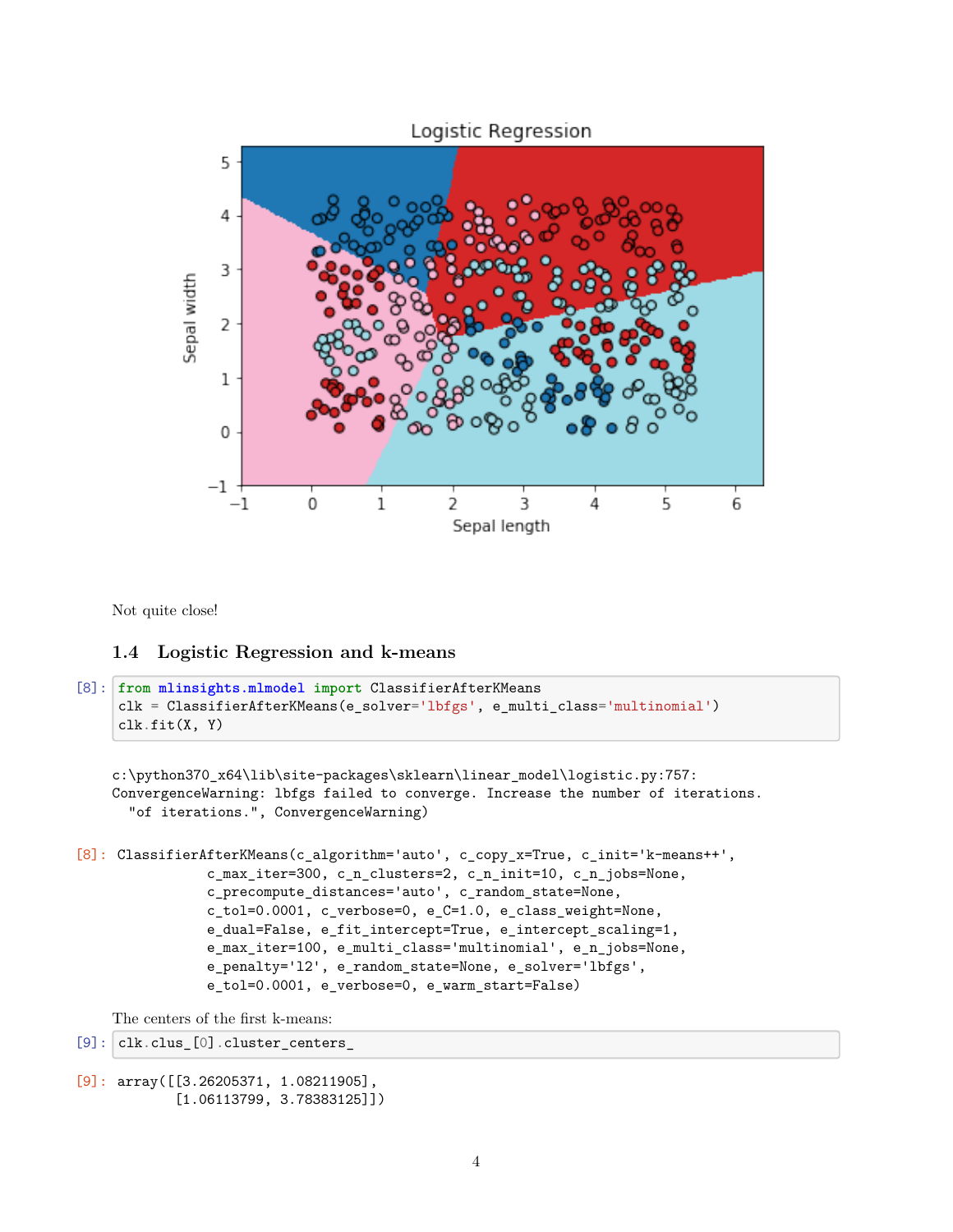Not quite close!

## 1.4 Logistic Regression and k-means

[8]:
```
from mlinsights.mlmodel import ClassifierAfterKMeans
clk = ClassifierAfterKMeans(e_solver='lbfgs', e_multi_class='multinomial')
clk.fit(X, Y)
```

```
c:\python370_x64\lib\site-packages\sklearn\linear_model\logistic.py:757:
ConvergenceWarning: lbfgs failed to converge. Increase the number of iterations.
  "of iterations.", ConvergenceWarning)
```

[8]:
```
ClassifierAfterKMeans(c_algorithm='auto', c_copy_x=True, c_init='k-means++',
            c_max_iter=300, c_n_clusters=2, c_n_init=10, c_n_jobs=None,
            c_precompute_distances='auto', c_random_state=None,
            c_tol=0.0001, c_verbose=0, e_C=1.0, e_class_weight=None,
            e_dual=False, e_fit_intercept=True, e_intercept_scaling=1,
            e_max_iter=100, e_multi_class='multinomial', e_n_jobs=None,
            e_penalty='l2', e_random_state=None, e_solver='lbfgs',
            e_tol=0.0001, e_verbose=0, e_warm_start=False)
```

The centers of the first k-means:

[9]:
```
clk.clus_[0].cluster_centers_
```

[9]:
```
array([[3.26205371, 1.08211905],
       [1.06113799, 3.78383125]])
```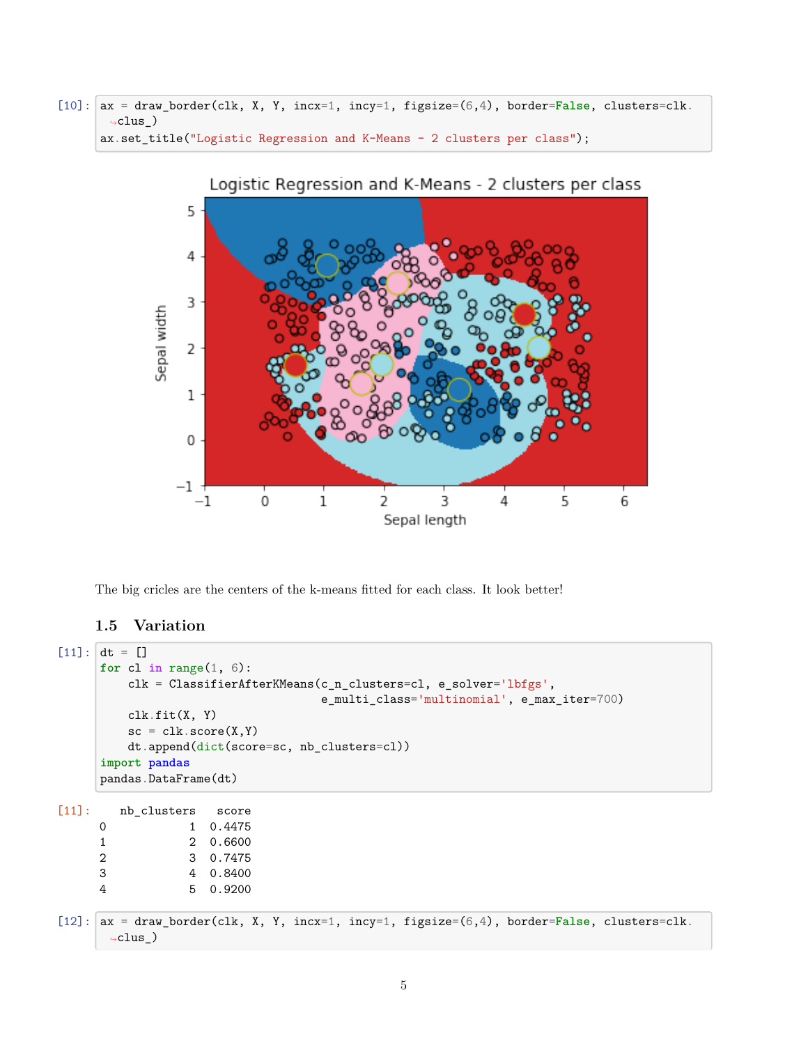```
[10]: ax = draw_border(clk, X, Y, incx=1, incy=1, figsize=(6,4), border=False, clusters=clk.clus_)
ax.set_title("Logistic Regression and K-Means - 2 clusters per class");
```

The big cricles are the centers of the k-means fitted for each class. It look better!

### 1.5 Variation

```
[11]: dt = []
for cl in range(1, 6):
    clk = ClassifierAfterKMeans(c_n_clusters=cl, e_solver='lbfgs',
                                e_multi_class='multinomial', e_max_iter=700)
    clk.fit(X, Y)
    sc = clk.score(X,Y)
    dt.append(dict(score=sc, nb_clusters=cl))
import pandas
pandas.DataFrame(dt)
```

```
[11]:    nb_clusters   score
0            1  0.4475
1            2  0.6600
2            3  0.7475
3            4  0.8400
4            5  0.9200
```

```
[12]: ax = draw_border(clk, X, Y, incx=1, incy=1, figsize=(6,4), border=False, clusters=clk.clus_)
```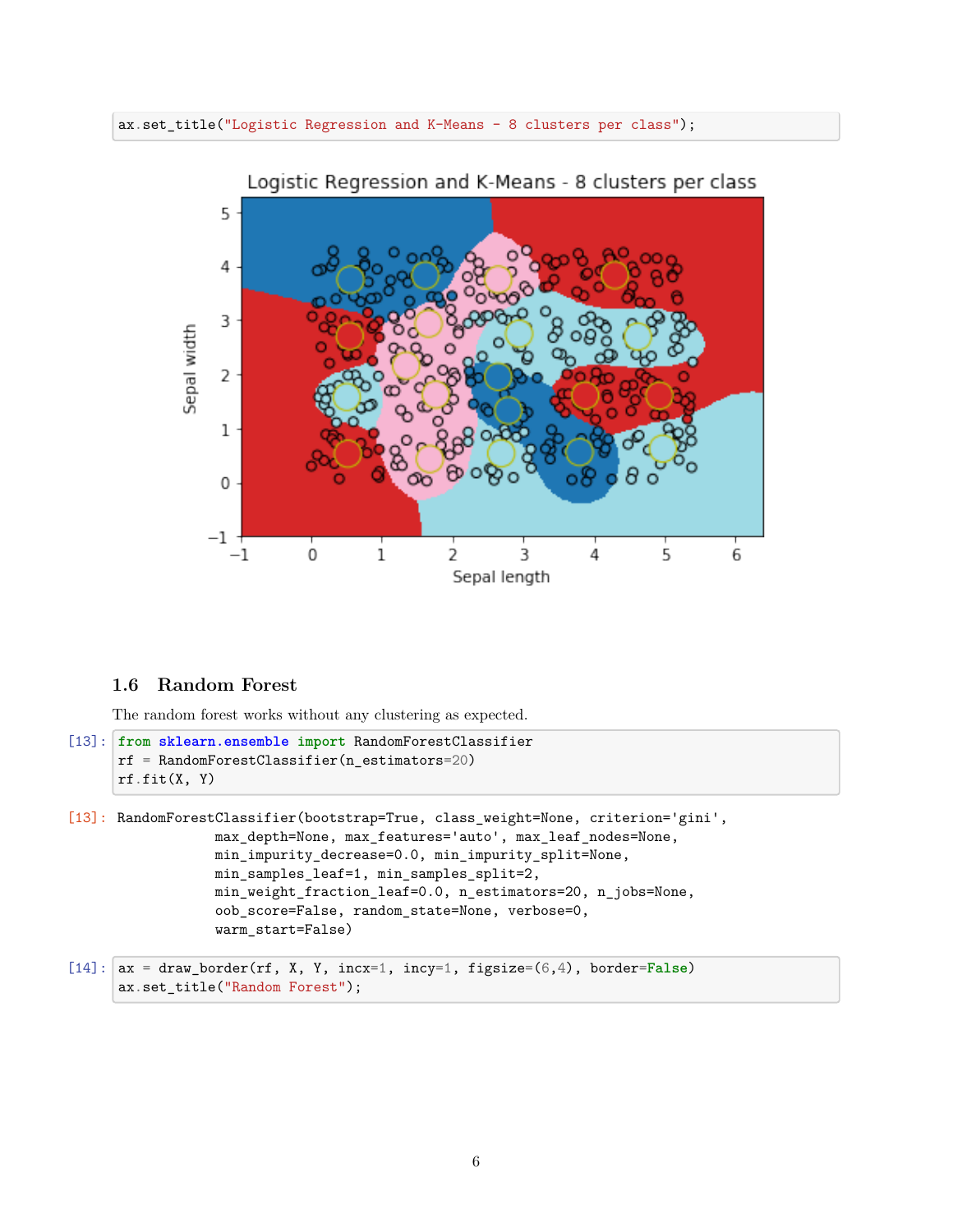```
ax.set_title("Logistic Regression and K-Means - 8 clusters per class");
```

## 1.6 Random Forest

The random forest works without any clustering as expected.

[13]:
```
from sklearn.ensemble import RandomForestClassifier
rf = RandomForestClassifier(n_estimators=20)
rf.fit(X, Y)
```

[13]:
```
RandomForestClassifier(bootstrap=True, class_weight=None, criterion='gini',
            max_depth=None, max_features='auto', max_leaf_nodes=None,
            min_impurity_decrease=0.0, min_impurity_split=None,
            min_samples_leaf=1, min_samples_split=2,
            min_weight_fraction_leaf=0.0, n_estimators=20, n_jobs=None,
            oob_score=False, random_state=None, verbose=0,
            warm_start=False)
```

[14]:
```
ax = draw_border(rf, X, Y, incx=1, incy=1, figsize=(6,4), border=False)
ax.set_title("Random Forest");
```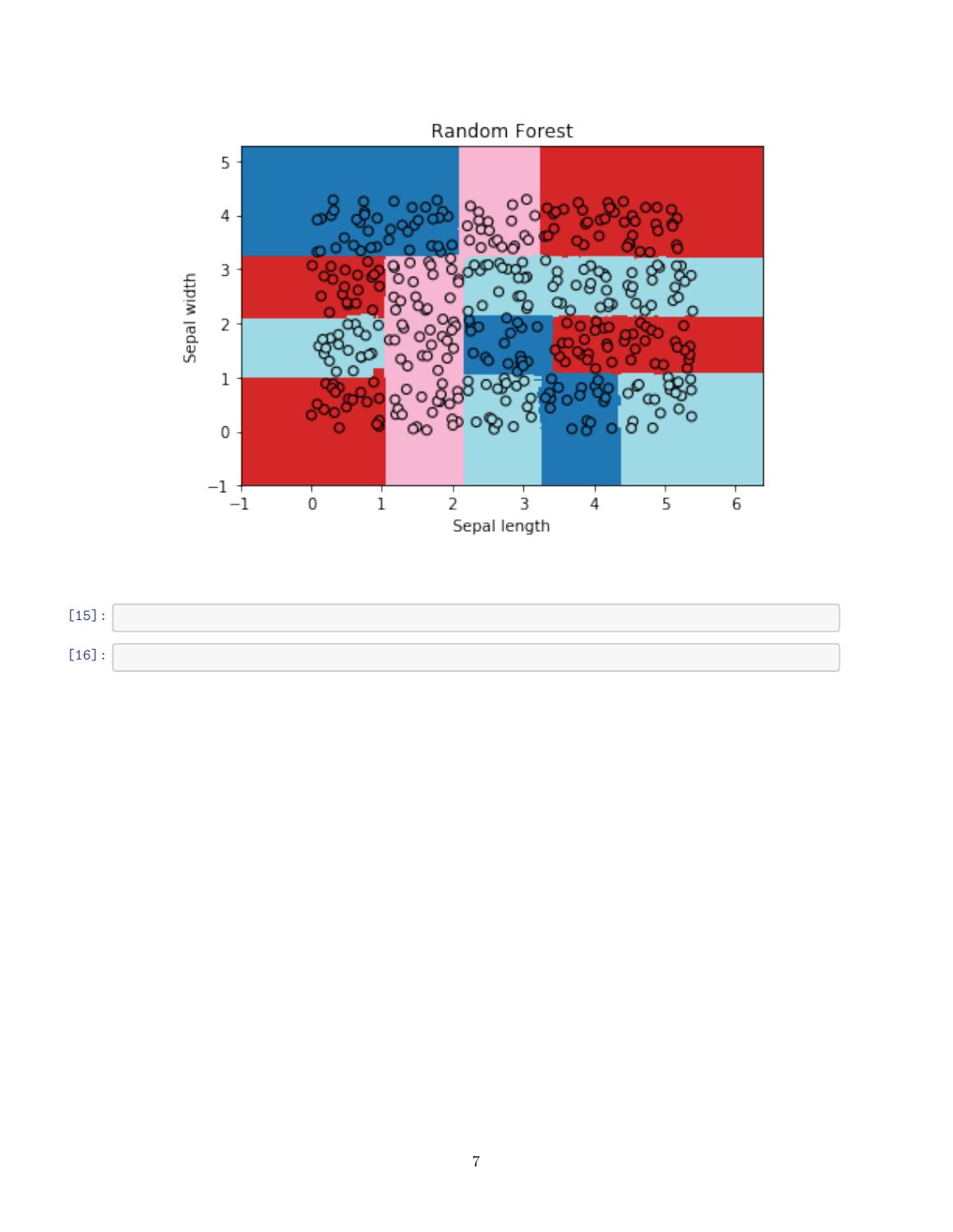Random Forest

Sepal width

Sepal length

5
4
3
2
1
0
−1

−1 0 1 2 3 4 5 6

[15]:

[16]: